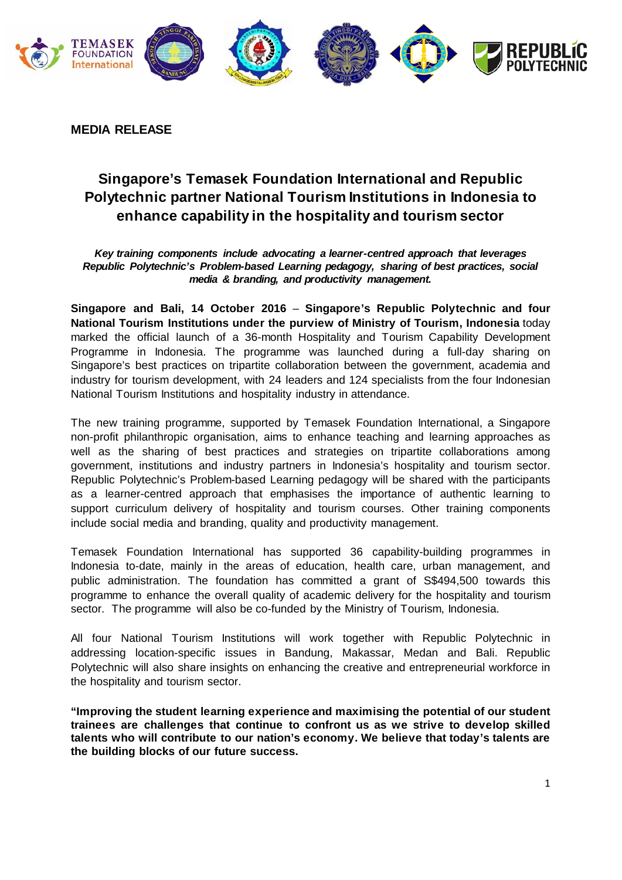**MEDIA RELEASE**

# Singapore's Temasek Foundation International and Republic Polytechnic partner National Tourism Institutions in Indonesia to enhance capability in the hospitality and tourism sector

***Key training components include advocating a learner-centred approach that leverages Republic Polytechnic's Problem-based Learning pedagogy, sharing of best practices, social media & branding, and productivity management.***

**Singapore and Bali, 14 October 2016** – **Singapore's Republic Polytechnic and four National Tourism Institutions under the purview of Ministry of Tourism, Indonesia** today marked the official launch of a 36-month Hospitality and Tourism Capability Development Programme in Indonesia. The programme was launched during a full-day sharing on Singapore's best practices on tripartite collaboration between the government, academia and industry for tourism development, with 24 leaders and 124 specialists from the four Indonesian National Tourism Institutions and hospitality industry in attendance.

The new training programme, supported by Temasek Foundation International, a Singapore non-profit philanthropic organisation, aims to enhance teaching and learning approaches as well as the sharing of best practices and strategies on tripartite collaborations among government, institutions and industry partners in Indonesia's hospitality and tourism sector. Republic Polytechnic's Problem-based Learning pedagogy will be shared with the participants as a learner-centred approach that emphasises the importance of authentic learning to support curriculum delivery of hospitality and tourism courses. Other training components include social media and branding, quality and productivity management.

Temasek Foundation International has supported 36 capability-building programmes in Indonesia to-date, mainly in the areas of education, health care, urban management, and public administration. The foundation has committed a grant of S$494,500 towards this programme to enhance the overall quality of academic delivery for the hospitality and tourism sector. The programme will also be co-funded by the Ministry of Tourism, Indonesia.

All four National Tourism Institutions will work together with Republic Polytechnic in addressing location-specific issues in Bandung, Makassar, Medan and Bali. Republic Polytechnic will also share insights on enhancing the creative and entrepreneurial workforce in the hospitality and tourism sector.

**"Improving the student learning experience and maximising the potential of our student trainees are challenges that continue to confront us as we strive to develop skilled talents who will contribute to our nation's economy. We believe that today's talents are the building blocks of our future success.**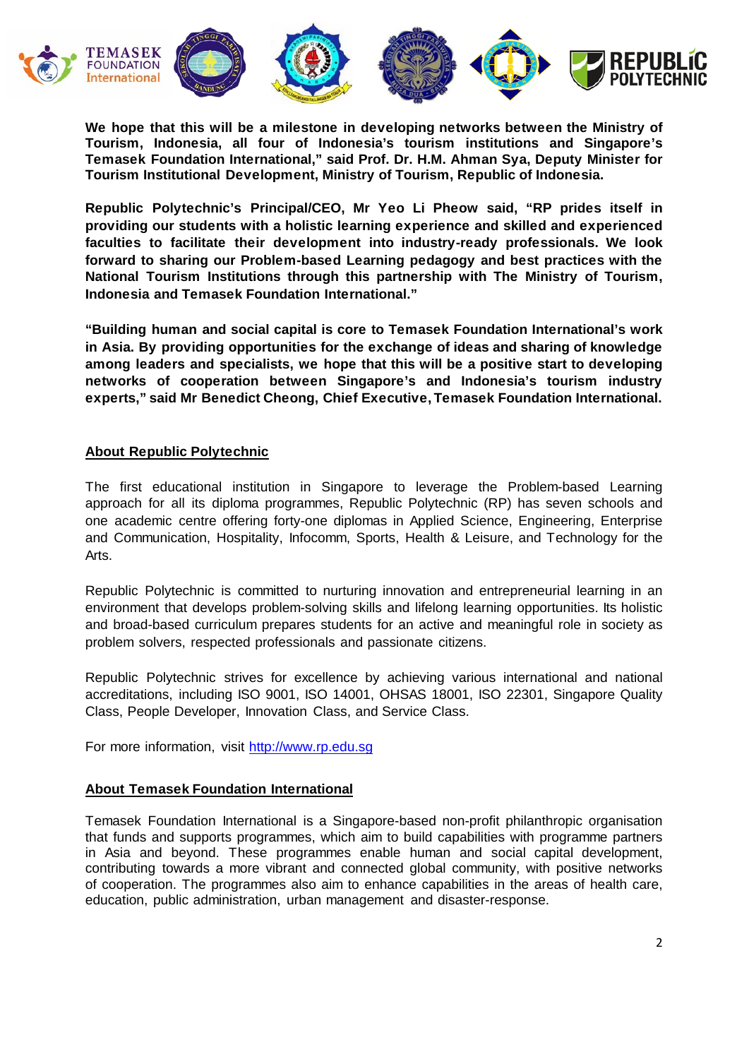**We hope that this will be a milestone in developing networks between the Ministry of Tourism, Indonesia, all four of Indonesia's tourism institutions and Singapore's Temasek Foundation International," said Prof. Dr. H.M. Ahman Sya, Deputy Minister for Tourism Institutional Development, Ministry of Tourism, Republic of Indonesia.**

**Republic Polytechnic's Principal/CEO, Mr Yeo Li Pheow said, "RP prides itself in providing our students with a holistic learning experience and skilled and experienced faculties to facilitate their development into industry-ready professionals. We look forward to sharing our Problem-based Learning pedagogy and best practices with the National Tourism Institutions through this partnership with The Ministry of Tourism, Indonesia and Temasek Foundation International."**

**"Building human and social capital is core to Temasek Foundation International's work in Asia. By providing opportunities for the exchange of ideas and sharing of knowledge among leaders and specialists, we hope that this will be a positive start to developing networks of cooperation between Singapore's and Indonesia's tourism industry experts," said Mr Benedict Cheong, Chief Executive, Temasek Foundation International.**

**<u>About Republic Polytechnic</u>**

The first educational institution in Singapore to leverage the Problem-based Learning approach for all its diploma programmes, Republic Polytechnic (RP) has seven schools and one academic centre offering forty-one diplomas in Applied Science, Engineering, Enterprise and Communication, Hospitality, Infocomm, Sports, Health & Leisure, and Technology for the Arts.

Republic Polytechnic is committed to nurturing innovation and entrepreneurial learning in an environment that develops problem-solving skills and lifelong learning opportunities. Its holistic and broad-based curriculum prepares students for an active and meaningful role in society as problem solvers, respected professionals and passionate citizens.

Republic Polytechnic strives for excellence by achieving various international and national accreditations, including ISO 9001, ISO 14001, OHSAS 18001, ISO 22301, Singapore Quality Class, People Developer, Innovation Class, and Service Class.

For more information, visit http://www.rp.edu.sg

**<u>About Temasek Foundation International</u>**

Temasek Foundation International is a Singapore-based non-profit philanthropic organisation that funds and supports programmes, which aim to build capabilities with programme partners in Asia and beyond. These programmes enable human and social capital development, contributing towards a more vibrant and connected global community, with positive networks of cooperation. The programmes also aim to enhance capabilities in the areas of health care, education, public administration, urban management and disaster-response.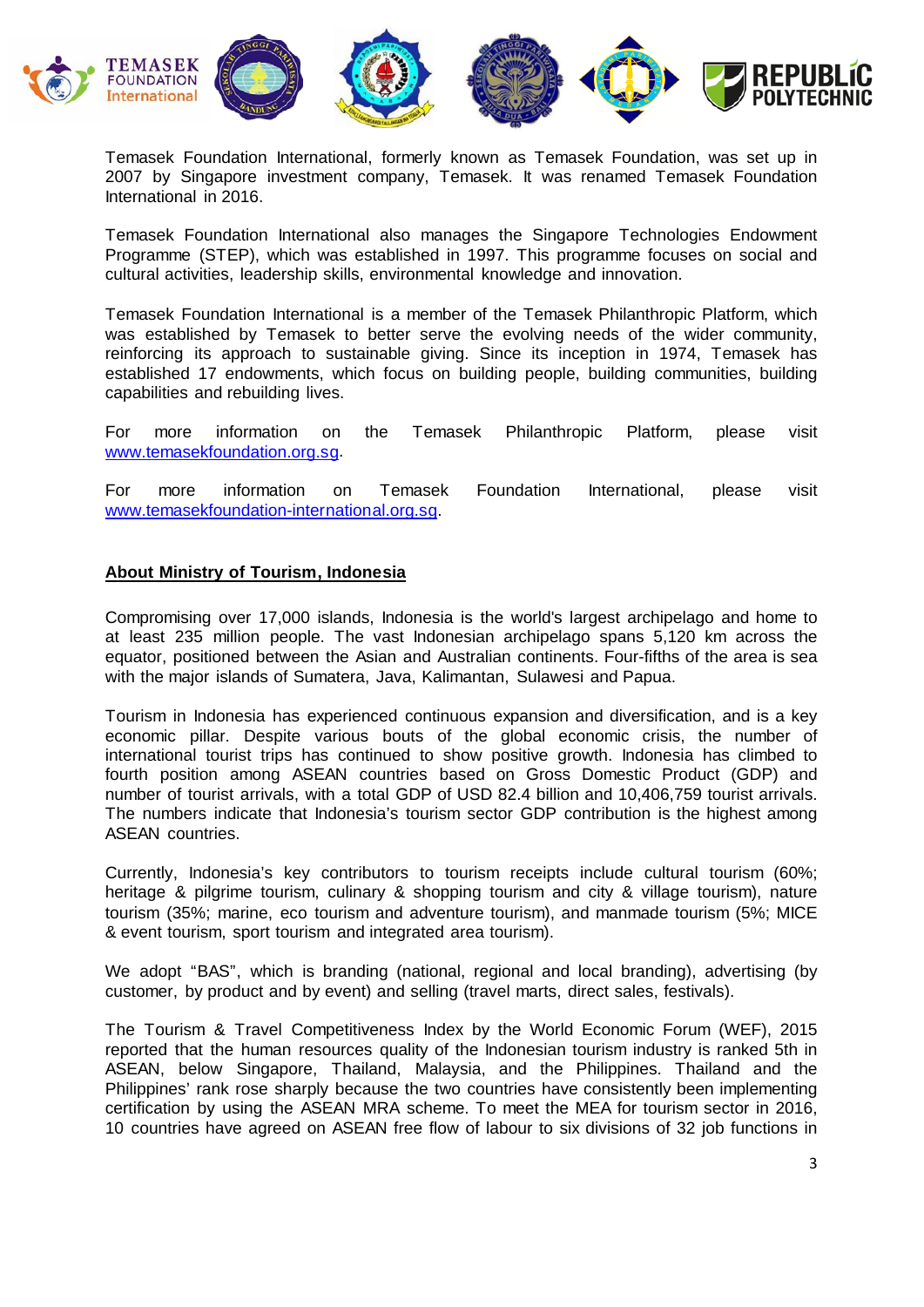Temasek Foundation International, formerly known as Temasek Foundation, was set up in 2007 by Singapore investment company, Temasek. It was renamed Temasek Foundation International in 2016.

Temasek Foundation International also manages the Singapore Technologies Endowment Programme (STEP), which was established in 1997. This programme focuses on social and cultural activities, leadership skills, environmental knowledge and innovation.

Temasek Foundation International is a member of the Temasek Philanthropic Platform, which was established by Temasek to better serve the evolving needs of the wider community, reinforcing its approach to sustainable giving. Since its inception in 1974, Temasek has established 17 endowments, which focus on building people, building communities, building capabilities and rebuilding lives.

For more information on the Temasek Philanthropic Platform, please visit www.temasekfoundation.org.sg.

For more information on Temasek Foundation International, please visit www.temasekfoundation-international.org.sg.

**About Ministry of Tourism, Indonesia**

Compromising over 17,000 islands, Indonesia is the world's largest archipelago and home to at least 235 million people. The vast Indonesian archipelago spans 5,120 km across the equator, positioned between the Asian and Australian continents. Four-fifths of the area is sea with the major islands of Sumatera, Java, Kalimantan, Sulawesi and Papua.

Tourism in Indonesia has experienced continuous expansion and diversification, and is a key economic pillar. Despite various bouts of the global economic crisis, the number of international tourist trips has continued to show positive growth. Indonesia has climbed to fourth position among ASEAN countries based on Gross Domestic Product (GDP) and number of tourist arrivals, with a total GDP of USD 82.4 billion and 10,406,759 tourist arrivals. The numbers indicate that Indonesia's tourism sector GDP contribution is the highest among ASEAN countries.

Currently, Indonesia's key contributors to tourism receipts include cultural tourism (60%; heritage & pilgrime tourism, culinary & shopping tourism and city & village tourism), nature tourism (35%; marine, eco tourism and adventure tourism), and manmade tourism (5%; MICE & event tourism, sport tourism and integrated area tourism).

We adopt "BAS", which is branding (national, regional and local branding), advertising (by customer, by product and by event) and selling (travel marts, direct sales, festivals).

The Tourism & Travel Competitiveness Index by the World Economic Forum (WEF), 2015 reported that the human resources quality of the Indonesian tourism industry is ranked 5th in ASEAN, below Singapore, Thailand, Malaysia, and the Philippines. Thailand and the Philippines' rank rose sharply because the two countries have consistently been implementing certification by using the ASEAN MRA scheme. To meet the MEA for tourism sector in 2016, 10 countries have agreed on ASEAN free flow of labour to six divisions of 32 job functions in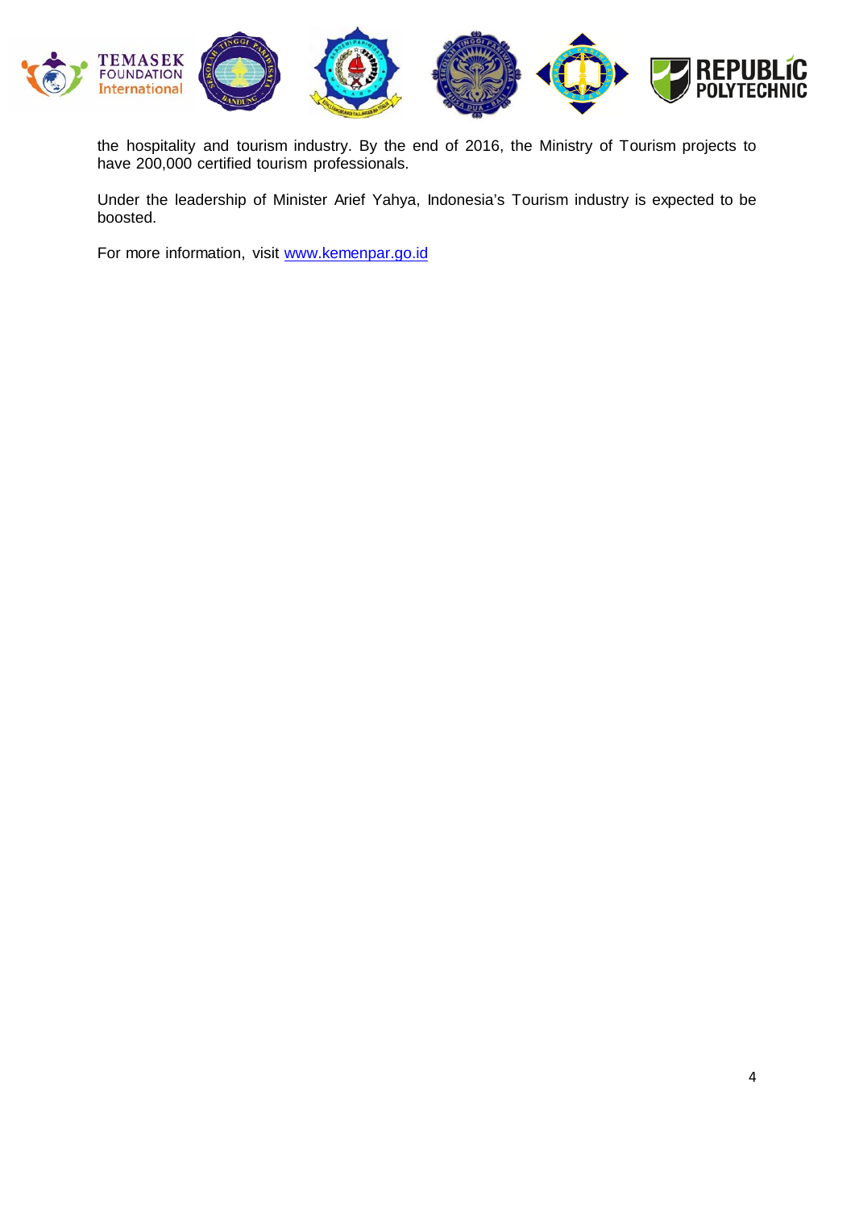the hospitality and tourism industry. By the end of 2016, the Ministry of Tourism projects to have 200,000 certified tourism professionals.

Under the leadership of Minister Arief Yahya, Indonesia's Tourism industry is expected to be boosted.

For more information, visit www.kemenpar.go.id